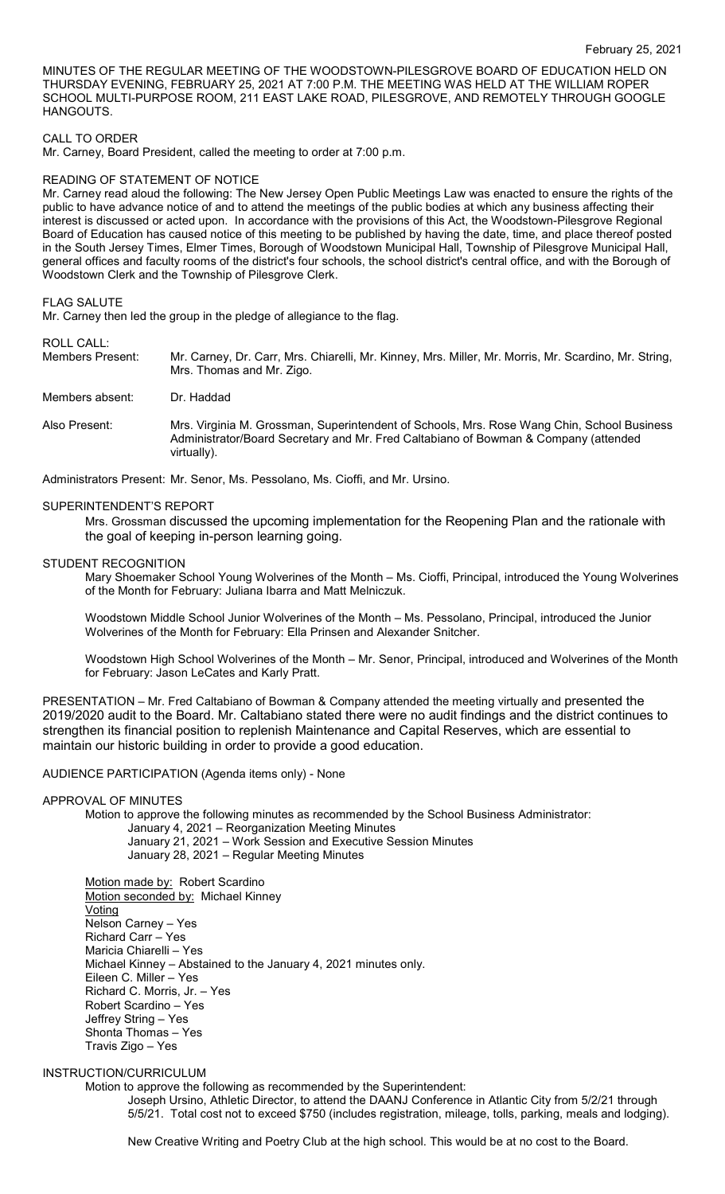February 25, 2021

MINUTES OF THE REGULAR MEETING OF THE WOODSTOWN-PILESGROVE BOARD OF EDUCATION HELD ON THURSDAY EVENING, FEBRUARY 25, 2021 AT 7:00 P.M. THE MEETING WAS HELD AT THE WILLIAM ROPER SCHOOL MULTI-PURPOSE ROOM, 211 EAST LAKE ROAD, PILESGROVE, AND REMOTELY THROUGH GOOGLE HANGOUTS.

CALL TO ORDER

Mr. Carney, Board President, called the meeting to order at 7:00 p.m.

READING OF STATEMENT OF NOTICE

Mr. Carney read aloud the following: The New Jersey Open Public Meetings Law was enacted to ensure the rights of the public to have advance notice of and to attend the meetings of the public bodies at which any business affecting their interest is discussed or acted upon. In accordance with the provisions of this Act, the Woodstown-Pilesgrove Regional Board of Education has caused notice of this meeting to be published by having the date, time, and place thereof posted in the South Jersey Times, Elmer Times, Borough of Woodstown Municipal Hall, Township of Pilesgrove Municipal Hall, general offices and faculty rooms of the district's four schools, the school district's central office, and with the Borough of Woodstown Clerk and the Township of Pilesgrove Clerk.

FLAG SALUTE

Mr. Carney then led the group in the pledge of allegiance to the flag.

ROLL CALL:

Members Present: Mr. Carney, Dr. Carr, Mrs. Chiarelli, Mr. Kinney, Mrs. Miller, Mr. Morris, Mr. Scardino, Mr. String, Mrs. Thomas and Mr. Zigo.

Members absent: Dr. Haddad

Also Present: Mrs. Virginia M. Grossman, Superintendent of Schools, Mrs. Rose Wang Chin, School Business Administrator/Board Secretary and Mr. Fred Caltabiano of Bowman & Company (attended virtually).

Administrators Present: Mr. Senor, Ms. Pessolano, Ms. Cioffi, and Mr. Ursino.

SUPERINTENDENT'S REPORT

Mrs. Grossman discussed the upcoming implementation for the Reopening Plan and the rationale with the goal of keeping in-person learning going.

STUDENT RECOGNITION

Mary Shoemaker School Young Wolverines of the Month – Ms. Cioffi, Principal, introduced the Young Wolverines of the Month for February: Juliana Ibarra and Matt Melniczuk.

Woodstown Middle School Junior Wolverines of the Month – Ms. Pessolano, Principal, introduced the Junior Wolverines of the Month for February: Ella Prinsen and Alexander Snitcher.

Woodstown High School Wolverines of the Month – Mr. Senor, Principal, introduced and Wolverines of the Month for February: Jason LeCates and Karly Pratt.

PRESENTATION – Mr. Fred Caltabiano of Bowman & Company attended the meeting virtually and presented the 2019/2020 audit to the Board. Mr. Caltabiano stated there were no audit findings and the district continues to strengthen its financial position to replenish Maintenance and Capital Reserves, which are essential to maintain our historic building in order to provide a good education.

AUDIENCE PARTICIPATION (Agenda items only) - None

APPROVAL OF MINUTES

Motion to approve the following minutes as recommended by the School Business Administrator:

January 4, 2021 – Reorganization Meeting Minutes
January 21, 2021 – Work Session and Executive Session Minutes
January 28, 2021 – Regular Meeting Minutes

Motion made by: Robert Scardino
Motion seconded by: Michael Kinney
Voting
Nelson Carney – Yes
Richard Carr – Yes
Maricia Chiarelli – Yes
Michael Kinney – Abstained to the January 4, 2021 minutes only.
Eileen C. Miller – Yes
Richard C. Morris, Jr. – Yes
Robert Scardino – Yes
Jeffrey String – Yes
Shonta Thomas – Yes
Travis Zigo – Yes

INSTRUCTION/CURRICULUM

Motion to approve the following as recommended by the Superintendent:

Joseph Ursino, Athletic Director, to attend the DAANJ Conference in Atlantic City from 5/2/21 through 5/5/21. Total cost not to exceed $750 (includes registration, mileage, tolls, parking, meals and lodging).

New Creative Writing and Poetry Club at the high school. This would be at no cost to the Board.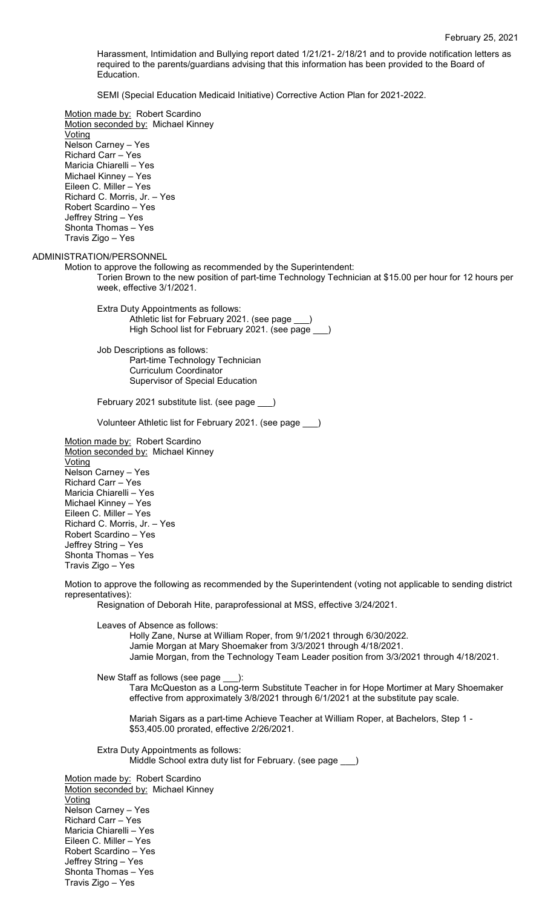Harassment, Intimidation and Bullying report dated 1/21/21- 2/18/21 and to provide notification letters as required to the parents/guardians advising that this information has been provided to the Board of Education.

SEMI (Special Education Medicaid Initiative) Corrective Action Plan for 2021-2022.

Motion made by: Robert Scardino
Motion seconded by: Michael Kinney
Voting
Nelson Carney – Yes
Richard Carr – Yes
Maricia Chiarelli – Yes
Michael Kinney – Yes
Eileen C. Miller – Yes
Richard C. Morris, Jr. – Yes
Robert Scardino – Yes
Jeffrey String – Yes
Shonta Thomas – Yes
Travis Zigo – Yes

ADMINISTRATION/PERSONNEL

Motion to approve the following as recommended by the Superintendent:

Torien Brown to the new position of part-time Technology Technician at $15.00 per hour for 12 hours per week, effective 3/1/2021.

Extra Duty Appointments as follows:
- Athletic list for February 2021. (see page ___)
- High School list for February 2021. (see page ___)

Job Descriptions as follows:
- Part-time Technology Technician
- Curriculum Coordinator
- Supervisor of Special Education

February 2021 substitute list. (see page ___)

Volunteer Athletic list for February 2021. (see page ___)

Motion made by: Robert Scardino
Motion seconded by: Michael Kinney
Voting
Nelson Carney – Yes
Richard Carr – Yes
Maricia Chiarelli – Yes
Michael Kinney – Yes
Eileen C. Miller – Yes
Richard C. Morris, Jr. – Yes
Robert Scardino – Yes
Jeffrey String – Yes
Shonta Thomas – Yes
Travis Zigo – Yes

Motion to approve the following as recommended by the Superintendent (voting not applicable to sending district representatives):

Resignation of Deborah Hite, paraprofessional at MSS, effective 3/24/2021.

Leaves of Absence as follows:
- Holly Zane, Nurse at William Roper, from 9/1/2021 through 6/30/2022.
- Jamie Morgan at Mary Shoemaker from 3/3/2021 through 4/18/2021.
- Jamie Morgan, from the Technology Team Leader position from 3/3/2021 through 4/18/2021.

New Staff as follows (see page ___):

Tara McQueston as a Long-term Substitute Teacher in for Hope Mortimer at Mary Shoemaker effective from approximately 3/8/2021 through 6/1/2021 at the substitute pay scale.

Mariah Sigars as a part-time Achieve Teacher at William Roper, at Bachelors, Step 1 - $53,405.00 prorated, effective 2/26/2021.

Extra Duty Appointments as follows:
- Middle School extra duty list for February. (see page ___)

Motion made by: Robert Scardino
Motion seconded by: Michael Kinney
Voting
Nelson Carney – Yes
Richard Carr – Yes
Maricia Chiarelli – Yes
Eileen C. Miller – Yes
Robert Scardino – Yes
Jeffrey String – Yes
Shonta Thomas – Yes
Travis Zigo – Yes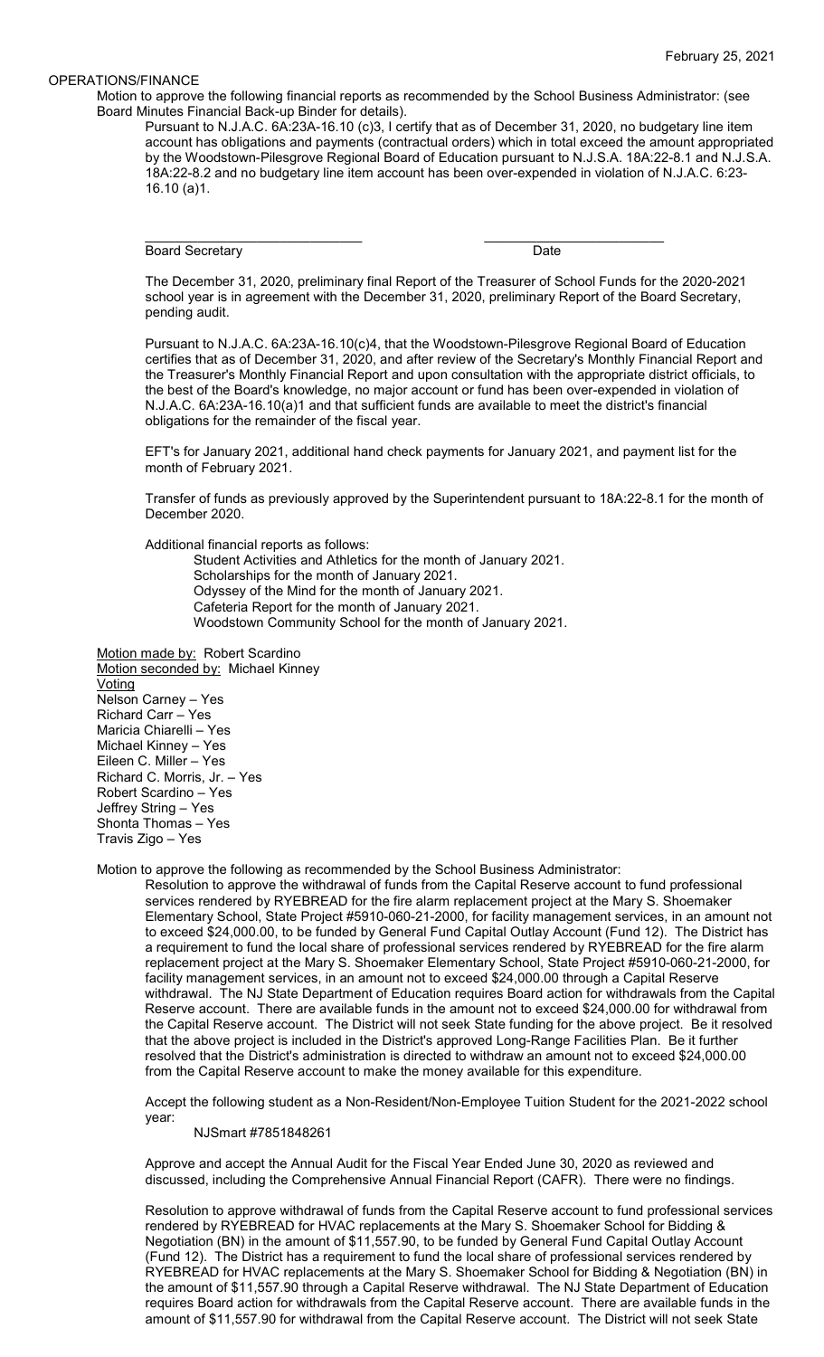OPERATIONS/FINANCE

Motion to approve the following financial reports as recommended by the School Business Administrator: (see Board Minutes Financial Back-up Binder for details).

Pursuant to N.J.A.C. 6A:23A-16.10 (c)3, I certify that as of December 31, 2020, no budgetary line item account has obligations and payments (contractual orders) which in total exceed the amount appropriated by the Woodstown-Pilesgrove Regional Board of Education pursuant to N.J.S.A. 18A:22-8.1 and N.J.S.A. 18A:22-8.2 and no budgetary line item account has been over-expended in violation of N.J.A.C. 6:23-16.10 (a)1.

\_\_\_\_\_\_\_\_\_\_\_\_\_\_\_\_\_\_\_\_\_\_\_\_\_\_\_\_\_\_ \_\_\_\_\_\_\_\_\_\_\_\_\_\_\_\_\_\_\_\_\_\_\_\_\_\_

Board Secretary Date

The December 31, 2020, preliminary final Report of the Treasurer of School Funds for the 2020-2021 school year is in agreement with the December 31, 2020, preliminary Report of the Board Secretary, pending audit.

Pursuant to N.J.A.C. 6A:23A-16.10(c)4, that the Woodstown-Pilesgrove Regional Board of Education certifies that as of December 31, 2020, and after review of the Secretary's Monthly Financial Report and the Treasurer's Monthly Financial Report and upon consultation with the appropriate district officials, to the best of the Board's knowledge, no major account or fund has been over-expended in violation of N.J.A.C. 6A:23A-16.10(a)1 and that sufficient funds are available to meet the district's financial obligations for the remainder of the fiscal year.

EFT's for January 2021, additional hand check payments for January 2021, and payment list for the month of February 2021.

Transfer of funds as previously approved by the Superintendent pursuant to 18A:22-8.1 for the month of December 2020.

Additional financial reports as follows:

- Student Activities and Athletics for the month of January 2021.
- Scholarships for the month of January 2021.
- Odyssey of the Mind for the month of January 2021.
- Cafeteria Report for the month of January 2021.
- Woodstown Community School for the month of January 2021.

Motion made by: Robert Scardino
Motion seconded by: Michael Kinney
Voting
Nelson Carney – Yes
Richard Carr – Yes
Maricia Chiarelli – Yes
Michael Kinney – Yes
Eileen C. Miller – Yes
Richard C. Morris, Jr. – Yes
Robert Scardino – Yes
Jeffrey String – Yes
Shonta Thomas – Yes
Travis Zigo – Yes

Motion to approve the following as recommended by the School Business Administrator:

Resolution to approve the withdrawal of funds from the Capital Reserve account to fund professional services rendered by RYEBREAD for the fire alarm replacement project at the Mary S. Shoemaker Elementary School, State Project #5910-060-21-2000, for facility management services, in an amount not to exceed $24,000.00, to be funded by General Fund Capital Outlay Account (Fund 12). The District has a requirement to fund the local share of professional services rendered by RYEBREAD for the fire alarm replacement project at the Mary S. Shoemaker Elementary School, State Project #5910-060-21-2000, for facility management services, in an amount not to exceed $24,000.00 through a Capital Reserve withdrawal. The NJ State Department of Education requires Board action for withdrawals from the Capital Reserve account. There are available funds in the amount not to exceed $24,000.00 for withdrawal from the Capital Reserve account. The District will not seek State funding for the above project. Be it resolved that the above project is included in the District's approved Long-Range Facilities Plan. Be it further resolved that the District's administration is directed to withdraw an amount not to exceed $24,000.00 from the Capital Reserve account to make the money available for this expenditure.

Accept the following student as a Non-Resident/Non-Employee Tuition Student for the 2021-2022 school year:

NJSmart #7851848261

Approve and accept the Annual Audit for the Fiscal Year Ended June 30, 2020 as reviewed and discussed, including the Comprehensive Annual Financial Report (CAFR). There were no findings.

Resolution to approve withdrawal of funds from the Capital Reserve account to fund professional services rendered by RYEBREAD for HVAC replacements at the Mary S. Shoemaker School for Bidding & Negotiation (BN) in the amount of $11,557.90, to be funded by General Fund Capital Outlay Account (Fund 12). The District has a requirement to fund the local share of professional services rendered by RYEBREAD for HVAC replacements at the Mary S. Shoemaker School for Bidding & Negotiation (BN) in the amount of $11,557.90 through a Capital Reserve withdrawal. The NJ State Department of Education requires Board action for withdrawals from the Capital Reserve account. There are available funds in the amount of $11,557.90 for withdrawal from the Capital Reserve account. The District will not seek State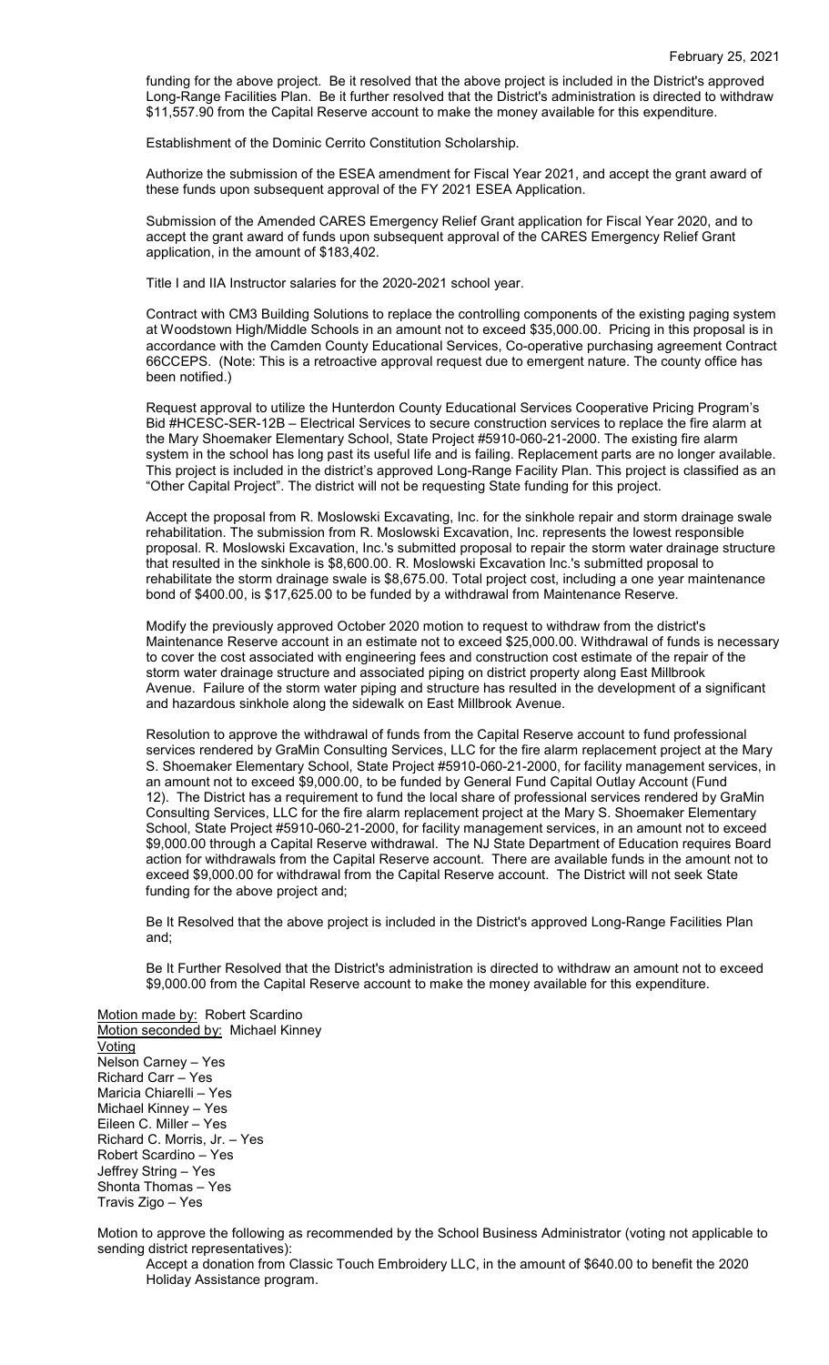funding for the above project. Be it resolved that the above project is included in the District's approved Long-Range Facilities Plan. Be it further resolved that the District's administration is directed to withdraw $11,557.90 from the Capital Reserve account to make the money available for this expenditure.

Establishment of the Dominic Cerrito Constitution Scholarship.

Authorize the submission of the ESEA amendment for Fiscal Year 2021, and accept the grant award of these funds upon subsequent approval of the FY 2021 ESEA Application.

Submission of the Amended CARES Emergency Relief Grant application for Fiscal Year 2020, and to accept the grant award of funds upon subsequent approval of the CARES Emergency Relief Grant application, in the amount of $183,402.

Title I and IIA Instructor salaries for the 2020-2021 school year.

Contract with CM3 Building Solutions to replace the controlling components of the existing paging system at Woodstown High/Middle Schools in an amount not to exceed $35,000.00. Pricing in this proposal is in accordance with the Camden County Educational Services, Co-operative purchasing agreement Contract 66CCEPS. (Note: This is a retroactive approval request due to emergent nature. The county office has been notified.)

Request approval to utilize the Hunterdon County Educational Services Cooperative Pricing Program's Bid #HCESC-SER-12B – Electrical Services to secure construction services to replace the fire alarm at the Mary Shoemaker Elementary School, State Project #5910-060-21-2000. The existing fire alarm system in the school has long past its useful life and is failing. Replacement parts are no longer available. This project is included in the district's approved Long-Range Facility Plan. This project is classified as an "Other Capital Project". The district will not be requesting State funding for this project.

Accept the proposal from R. Moslowski Excavating, Inc. for the sinkhole repair and storm drainage swale rehabilitation. The submission from R. Moslowski Excavation, Inc. represents the lowest responsible proposal. R. Moslowski Excavation, Inc.'s submitted proposal to repair the storm water drainage structure that resulted in the sinkhole is $8,600.00. R. Moslowski Excavation Inc.'s submitted proposal to rehabilitate the storm drainage swale is $8,675.00. Total project cost, including a one year maintenance bond of $400.00, is $17,625.00 to be funded by a withdrawal from Maintenance Reserve.

Modify the previously approved October 2020 motion to request to withdraw from the district's Maintenance Reserve account in an estimate not to exceed $25,000.00. Withdrawal of funds is necessary to cover the cost associated with engineering fees and construction cost estimate of the repair of the storm water drainage structure and associated piping on district property along East Millbrook Avenue. Failure of the storm water piping and structure has resulted in the development of a significant and hazardous sinkhole along the sidewalk on East Millbrook Avenue.

Resolution to approve the withdrawal of funds from the Capital Reserve account to fund professional services rendered by GraMin Consulting Services, LLC for the fire alarm replacement project at the Mary S. Shoemaker Elementary School, State Project #5910-060-21-2000, for facility management services, in an amount not to exceed $9,000.00, to be funded by General Fund Capital Outlay Account (Fund 12). The District has a requirement to fund the local share of professional services rendered by GraMin Consulting Services, LLC for the fire alarm replacement project at the Mary S. Shoemaker Elementary School, State Project #5910-060-21-2000, for facility management services, in an amount not to exceed $9,000.00 through a Capital Reserve withdrawal. The NJ State Department of Education requires Board action for withdrawals from the Capital Reserve account. There are available funds in the amount not to exceed $9,000.00 for withdrawal from the Capital Reserve account. The District will not seek State funding for the above project and;

Be It Resolved that the above project is included in the District's approved Long-Range Facilities Plan and;

Be It Further Resolved that the District's administration is directed to withdraw an amount not to exceed $9,000.00 from the Capital Reserve account to make the money available for this expenditure.

Motion made by: Robert Scardino
Motion seconded by: Michael Kinney
Voting
Nelson Carney – Yes
Richard Carr – Yes
Maricia Chiarelli – Yes
Michael Kinney – Yes
Eileen C. Miller – Yes
Richard C. Morris, Jr. – Yes
Robert Scardino – Yes
Jeffrey String – Yes
Shonta Thomas – Yes
Travis Zigo – Yes

Motion to approve the following as recommended by the School Business Administrator (voting not applicable to sending district representatives):

Accept a donation from Classic Touch Embroidery LLC, in the amount of $640.00 to benefit the 2020 Holiday Assistance program.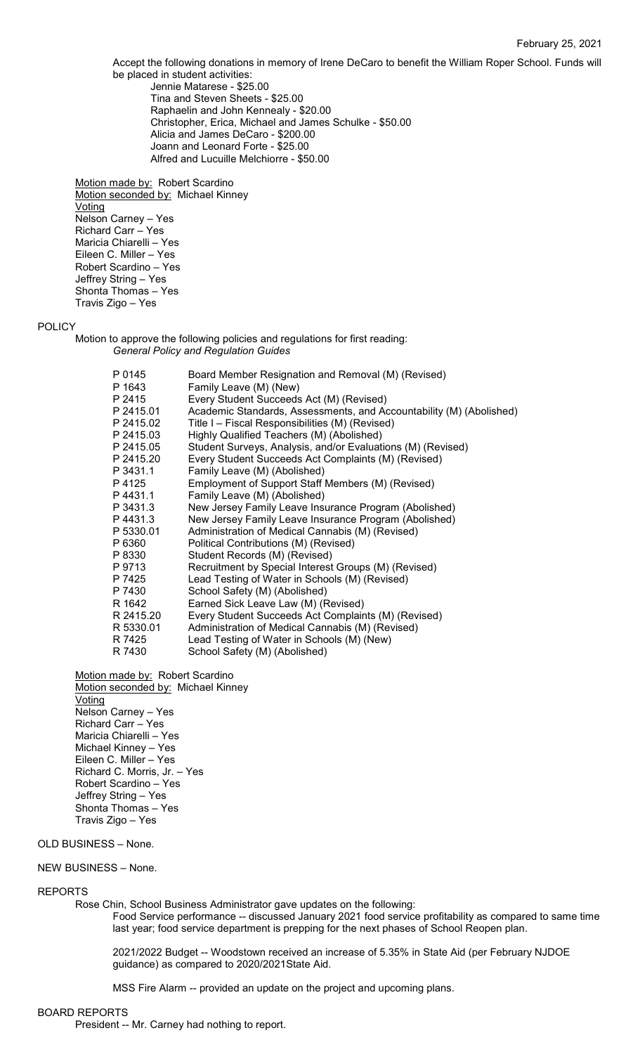Accept the following donations in memory of Irene DeCaro to benefit the William Roper School. Funds will be placed in student activities:

Jennie Matarese - $25.00
Tina and Steven Sheets - $25.00
Raphaelin and John Kennealy - $20.00
Christopher, Erica, Michael and James Schulke - $50.00
Alicia and James DeCaro - $200.00
Joann and Leonard Forte - $25.00
Alfred and Lucuille Melchiorre - $50.00

Motion made by: Robert Scardino
Motion seconded by: Michael Kinney
Voting
Nelson Carney – Yes
Richard Carr – Yes
Maricia Chiarelli – Yes
Eileen C. Miller – Yes
Robert Scardino – Yes
Jeffrey String – Yes
Shonta Thomas – Yes
Travis Zigo – Yes

## POLICY

Motion to approve the following policies and regulations for first reading:
*General Policy and Regulation Guides*

| | |
|---|---|
| P 0145 | Board Member Resignation and Removal (M) (Revised) |
| P 1643 | Family Leave (M) (New) |
| P 2415 | Every Student Succeeds Act (M) (Revised) |
| P 2415.01 | Academic Standards, Assessments, and Accountability (M) (Abolished) |
| P 2415.02 | Title I – Fiscal Responsibilities (M) (Revised) |
| P 2415.03 | Highly Qualified Teachers (M) (Abolished) |
| P 2415.05 | Student Surveys, Analysis, and/or Evaluations (M) (Revised) |
| P 2415.20 | Every Student Succeeds Act Complaints (M) (Revised) |
| P 3431.1 | Family Leave (M) (Abolished) |
| P 4125 | Employment of Support Staff Members (M) (Revised) |
| P 4431.1 | Family Leave (M) (Abolished) |
| P 3431.3 | New Jersey Family Leave Insurance Program (Abolished) |
| P 4431.3 | New Jersey Family Leave Insurance Program (Abolished) |
| P 5330.01 | Administration of Medical Cannabis (M) (Revised) |
| P 6360 | Political Contributions (M) (Revised) |
| P 8330 | Student Records (M) (Revised) |
| P 9713 | Recruitment by Special Interest Groups (M) (Revised) |
| P 7425 | Lead Testing of Water in Schools (M) (Revised) |
| P 7430 | School Safety (M) (Abolished) |
| R 1642 | Earned Sick Leave Law (M) (Revised) |
| R 2415.20 | Every Student Succeeds Act Complaints (M) (Revised) |
| R 5330.01 | Administration of Medical Cannabis (M) (Revised) |
| R 7425 | Lead Testing of Water in Schools (M) (New) |
| R 7430 | School Safety (M) (Abolished) |

Motion made by: Robert Scardino
Motion seconded by: Michael Kinney
Voting
Nelson Carney – Yes
Richard Carr – Yes
Maricia Chiarelli – Yes
Michael Kinney – Yes
Eileen C. Miller – Yes
Richard C. Morris, Jr. – Yes
Robert Scardino – Yes
Jeffrey String – Yes
Shonta Thomas – Yes
Travis Zigo – Yes

## OLD BUSINESS – None.

## NEW BUSINESS – None.

## REPORTS

Rose Chin, School Business Administrator gave updates on the following:

Food Service performance -- discussed January 2021 food service profitability as compared to same time last year; food service department is prepping for the next phases of School Reopen plan.

2021/2022 Budget -- Woodstown received an increase of 5.35% in State Aid (per February NJDOE guidance) as compared to 2020/2021State Aid.

MSS Fire Alarm -- provided an update on the project and upcoming plans.

## BOARD REPORTS

President -- Mr. Carney had nothing to report.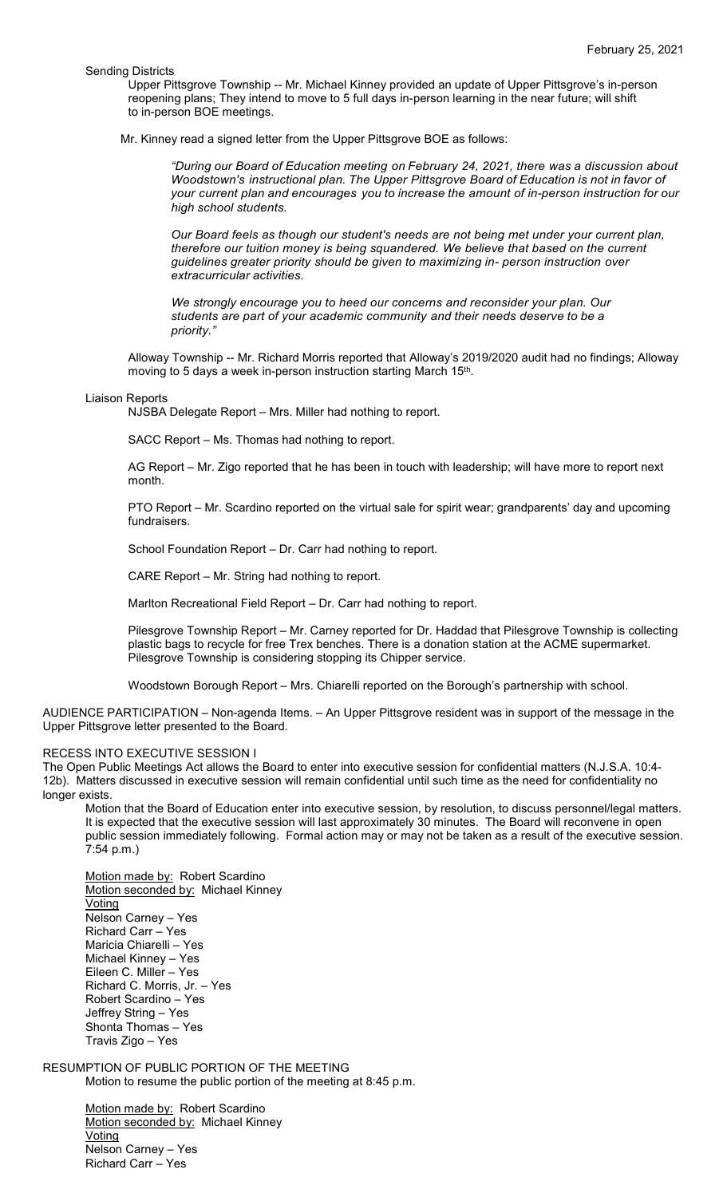Sending Districts

Upper Pittsgrove Township -- Mr. Michael Kinney provided an update of Upper Pittsgrove's in-person reopening plans; They intend to move to 5 full days in-person learning in the near future; will shift to in-person BOE meetings.

Mr. Kinney read a signed letter from the Upper Pittsgrove BOE as follows:

*"During our Board of Education meeting on February 24, 2021, there was a discussion about Woodstown's instructional plan. The Upper Pittsgrove Board of Education is not in favor of your current plan and encourages you to increase the amount of in-person instruction for our high school students.*

*Our Board feels as though our student's needs are not being met under your current plan, therefore our tuition money is being squandered. We believe that based on the current guidelines greater priority should be given to maximizing in- person instruction over extracurricular activities.*

*We strongly encourage you to heed our concerns and reconsider your plan. Our students are part of your academic community and their needs deserve to be a priority."*

Alloway Township -- Mr. Richard Morris reported that Alloway's 2019/2020 audit had no findings; Alloway moving to 5 days a week in-person instruction starting March 15th.

Liaison Reports

NJSBA Delegate Report – Mrs. Miller had nothing to report.

SACC Report – Ms. Thomas had nothing to report.

AG Report – Mr. Zigo reported that he has been in touch with leadership; will have more to report next month.

PTO Report – Mr. Scardino reported on the virtual sale for spirit wear; grandparents' day and upcoming fundraisers.

School Foundation Report – Dr. Carr had nothing to report.

CARE Report – Mr. String had nothing to report.

Marlton Recreational Field Report – Dr. Carr had nothing to report.

Pilesgrove Township Report – Mr. Carney reported for Dr. Haddad that Pilesgrove Township is collecting plastic bags to recycle for free Trex benches. There is a donation station at the ACME supermarket. Pilesgrove Township is considering stopping its Chipper service.

Woodstown Borough Report – Mrs. Chiarelli reported on the Borough's partnership with school.

AUDIENCE PARTICIPATION – Non-agenda Items. – An Upper Pittsgrove resident was in support of the message in the Upper Pittsgrove letter presented to the Board.

RECESS INTO EXECUTIVE SESSION I

The Open Public Meetings Act allows the Board to enter into executive session for confidential matters (N.J.S.A. 10:4-12b). Matters discussed in executive session will remain confidential until such time as the need for confidentiality no longer exists.

Motion that the Board of Education enter into executive session, by resolution, to discuss personnel/legal matters. It is expected that the executive session will last approximately 30 minutes. The Board will reconvene in open public session immediately following. Formal action may or may not be taken as a result of the executive session. 7:54 p.m.)

Motion made by: Robert Scardino
Motion seconded by: Michael Kinney
Voting
Nelson Carney – Yes
Richard Carr – Yes
Maricia Chiarelli – Yes
Michael Kinney – Yes
Eileen C. Miller – Yes
Richard C. Morris, Jr. – Yes
Robert Scardino – Yes
Jeffrey String – Yes
Shonta Thomas – Yes
Travis Zigo – Yes

RESUMPTION OF PUBLIC PORTION OF THE MEETING

Motion to resume the public portion of the meeting at 8:45 p.m.

Motion made by: Robert Scardino
Motion seconded by: Michael Kinney
Voting
Nelson Carney – Yes
Richard Carr – Yes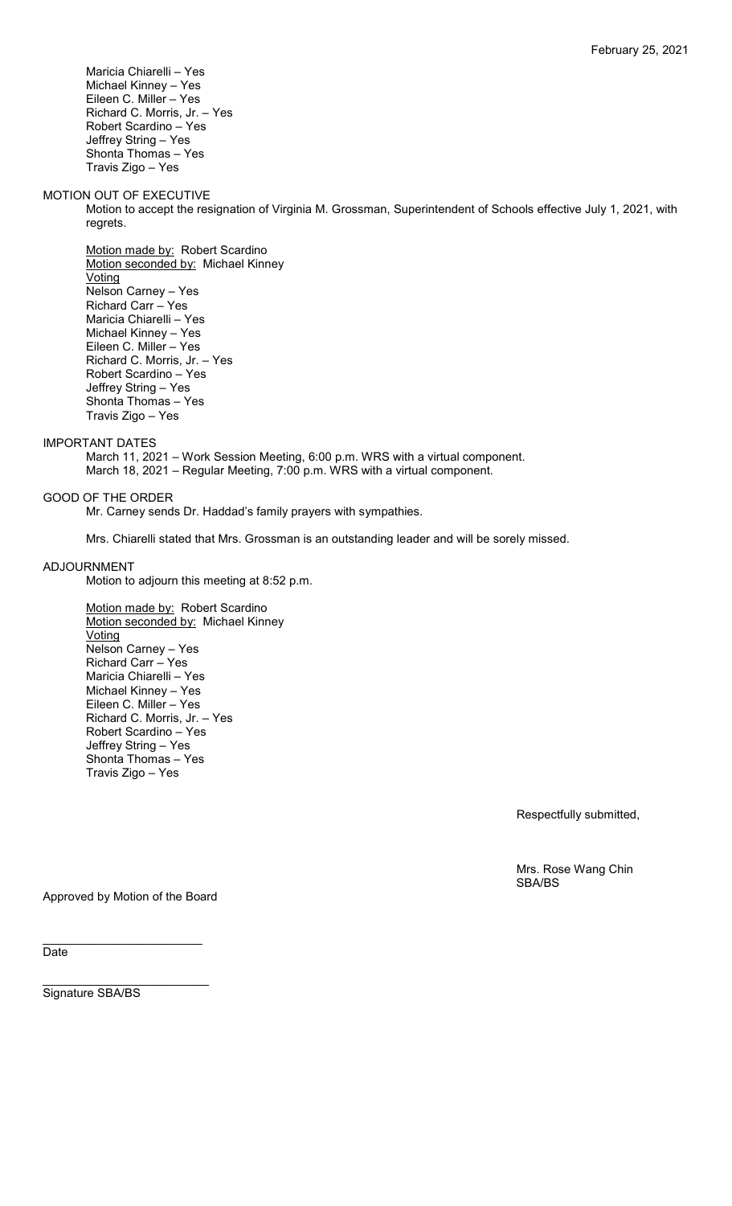Maricia Chiarelli – Yes
Michael Kinney – Yes
Eileen C. Miller – Yes
Richard C. Morris, Jr. – Yes
Robert Scardino – Yes
Jeffrey String – Yes
Shonta Thomas – Yes
Travis Zigo – Yes

MOTION OUT OF EXECUTIVE

Motion to accept the resignation of Virginia M. Grossman, Superintendent of Schools effective July 1, 2021, with regrets.

Motion made by: Robert Scardino
Motion seconded by: Michael Kinney
Voting
Nelson Carney – Yes
Richard Carr – Yes
Maricia Chiarelli – Yes
Michael Kinney – Yes
Eileen C. Miller – Yes
Richard C. Morris, Jr. – Yes
Robert Scardino – Yes
Jeffrey String – Yes
Shonta Thomas – Yes
Travis Zigo – Yes

IMPORTANT DATES

March 11, 2021 – Work Session Meeting, 6:00 p.m. WRS with a virtual component.
March 18, 2021 – Regular Meeting, 7:00 p.m. WRS with a virtual component.

GOOD OF THE ORDER

Mr. Carney sends Dr. Haddad's family prayers with sympathies.

Mrs. Chiarelli stated that Mrs. Grossman is an outstanding leader and will be sorely missed.

ADJOURNMENT

Motion to adjourn this meeting at 8:52 p.m.

Motion made by: Robert Scardino
Motion seconded by: Michael Kinney
Voting
Nelson Carney – Yes
Richard Carr – Yes
Maricia Chiarelli – Yes
Michael Kinney – Yes
Eileen C. Miller – Yes
Richard C. Morris, Jr. – Yes
Robert Scardino – Yes
Jeffrey String – Yes
Shonta Thomas – Yes
Travis Zigo – Yes

Respectfully submitted,

Mrs. Rose Wang Chin
SBA/BS

Approved by Motion of the Board

Date

Signature SBA/BS